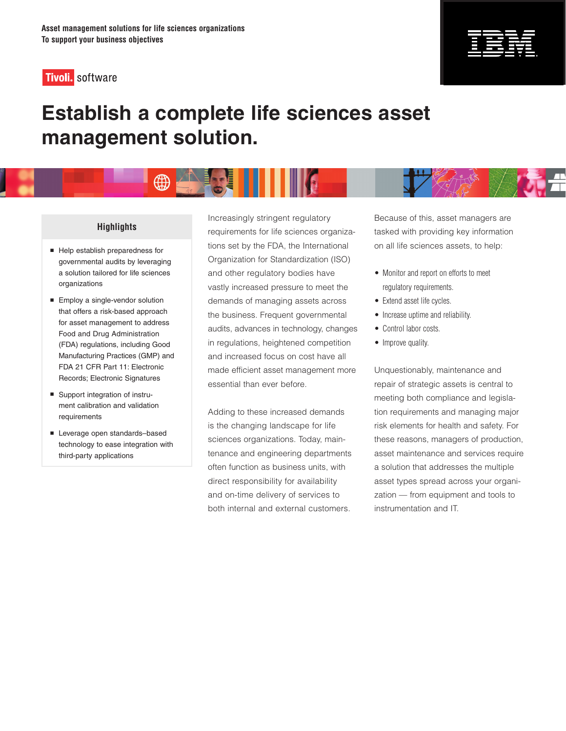Asset management solutions for life sciences organizations
To support your business objectives

Tivoli. software

# Establish a complete life sciences asset management solution.

## Highlights

- Help establish preparedness for governmental audits by leveraging a solution tailored for life sciences organizations
- Employ a single-vendor solution that offers a risk-based approach for asset management to address Food and Drug Administration (FDA) regulations, including Good Manufacturing Practices (GMP) and FDA 21 CFR Part 11: Electronic Records; Electronic Signatures
- Support integration of instrument calibration and validation requirements
- Leverage open standards–based technology to ease integration with third-party applications

Increasingly stringent regulatory requirements for life sciences organizations set by the FDA, the International Organization for Standardization (ISO) and other regulatory bodies have vastly increased pressure to meet the demands of managing assets across the business. Frequent governmental audits, advances in technology, changes in regulations, heightened competition and increased focus on cost have all made efficient asset management more essential than ever before.

Adding to these increased demands is the changing landscape for life sciences organizations. Today, maintenance and engineering departments often function as business units, with direct responsibility for availability and on-time delivery of services to both internal and external customers.

Because of this, asset managers are tasked with providing key information on all life sciences assets, to help:

- Monitor and report on efforts to meet regulatory requirements.
- Extend asset life cycles.
- Increase uptime and reliability.
- Control labor costs.
- Improve quality.

Unquestionably, maintenance and repair of strategic assets is central to meeting both compliance and legislation requirements and managing major risk elements for health and safety. For these reasons, managers of production, asset maintenance and services require a solution that addresses the multiple asset types spread across your organization — from equipment and tools to instrumentation and IT.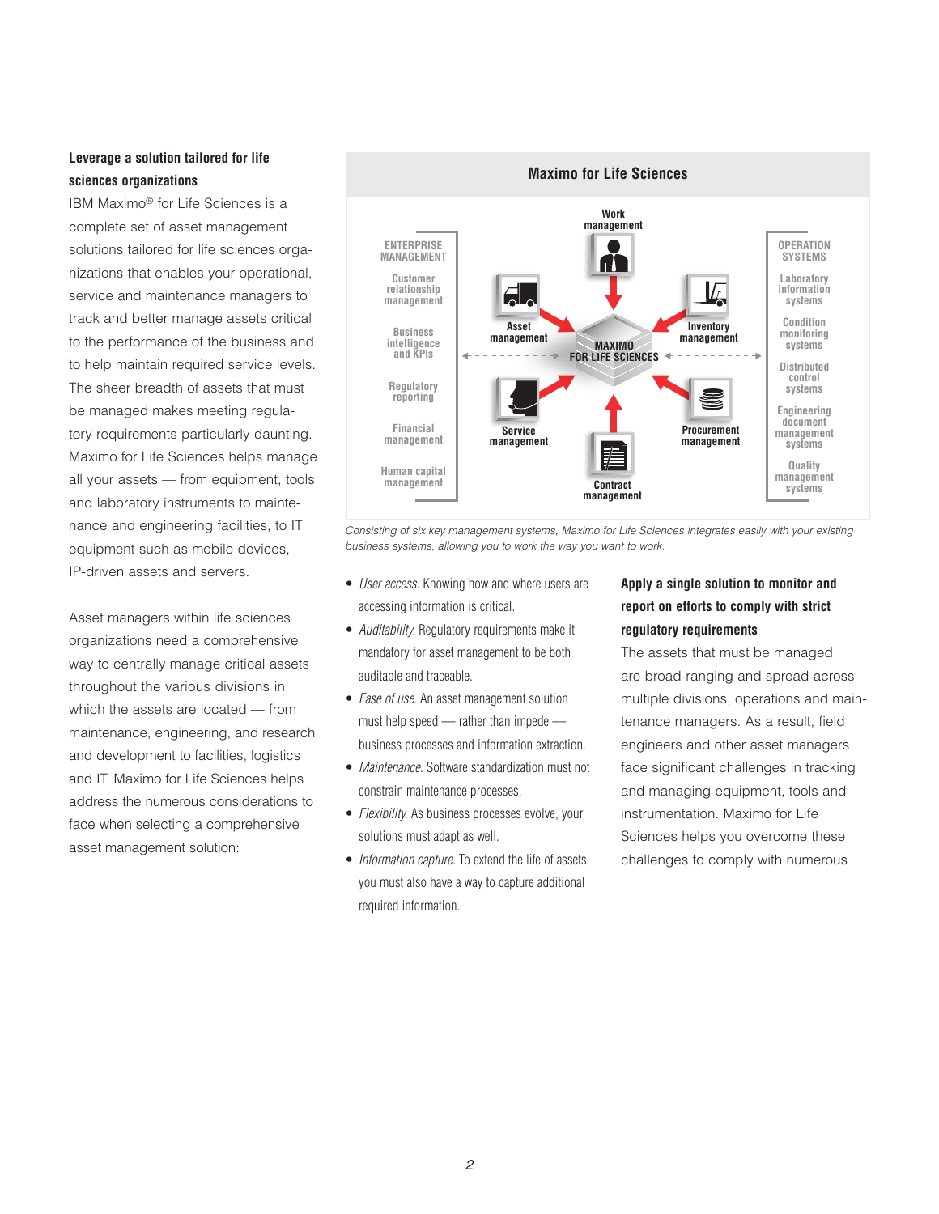**Leverage a solution tailored for life sciences organizations**

IBM Maximo® for Life Sciences is a complete set of asset management solutions tailored for life sciences organizations that enables your operational, service and maintenance managers to track and better manage assets critical to the performance of the business and to help maintain required service levels. The sheer breadth of assets that must be managed makes meeting regulatory requirements particularly daunting. Maximo for Life Sciences helps manage all your assets — from equipment, tools and laboratory instruments to maintenance and engineering facilities, to IT equipment such as mobile devices, IP-driven assets and servers.

Asset managers within life sciences organizations need a comprehensive way to centrally manage critical assets throughout the various divisions in which the assets are located — from maintenance, engineering, and research and development to facilities, logistics and IT. Maximo for Life Sciences helps address the numerous considerations to face when selecting a comprehensive asset management solution:

**Maximo for Life Sciences**

| ENTERPRISE MANAGEMENT | MAXIMO FOR LIFE SCIENCES | OPERATION SYSTEMS |
|---|---|---|
| Customer relationship management | Work management | Laboratory information systems |
| Business intelligence and KPIs | Asset management | Condition monitoring systems |
| Regulatory reporting | Inventory management | Distributed control systems |
| Financial management | Service management | Engineering document management systems |
| Human capital management | Procurement management | Quality management systems |
| | Contract management | |

*Consisting of six key management systems, Maximo for Life Sciences integrates easily with your existing business systems, allowing you to work the way you want to work.*

- *User access.* Knowing how and where users are accessing information is critical.
- *Auditability.* Regulatory requirements make it mandatory for asset management to be both auditable and traceable.
- *Ease of use.* An asset management solution must help speed — rather than impede — business processes and information extraction.
- *Maintenance.* Software standardization must not constrain maintenance processes.
- *Flexibility.* As business processes evolve, your solutions must adapt as well.
- *Information capture.* To extend the life of assets, you must also have a way to capture additional required information.

**Apply a single solution to monitor and report on efforts to comply with strict regulatory requirements**

The assets that must be managed are broad-ranging and spread across multiple divisions, operations and maintenance managers. As a result, field engineers and other asset managers face significant challenges in tracking and managing equipment, tools and instrumentation. Maximo for Life Sciences helps you overcome these challenges to comply with numerous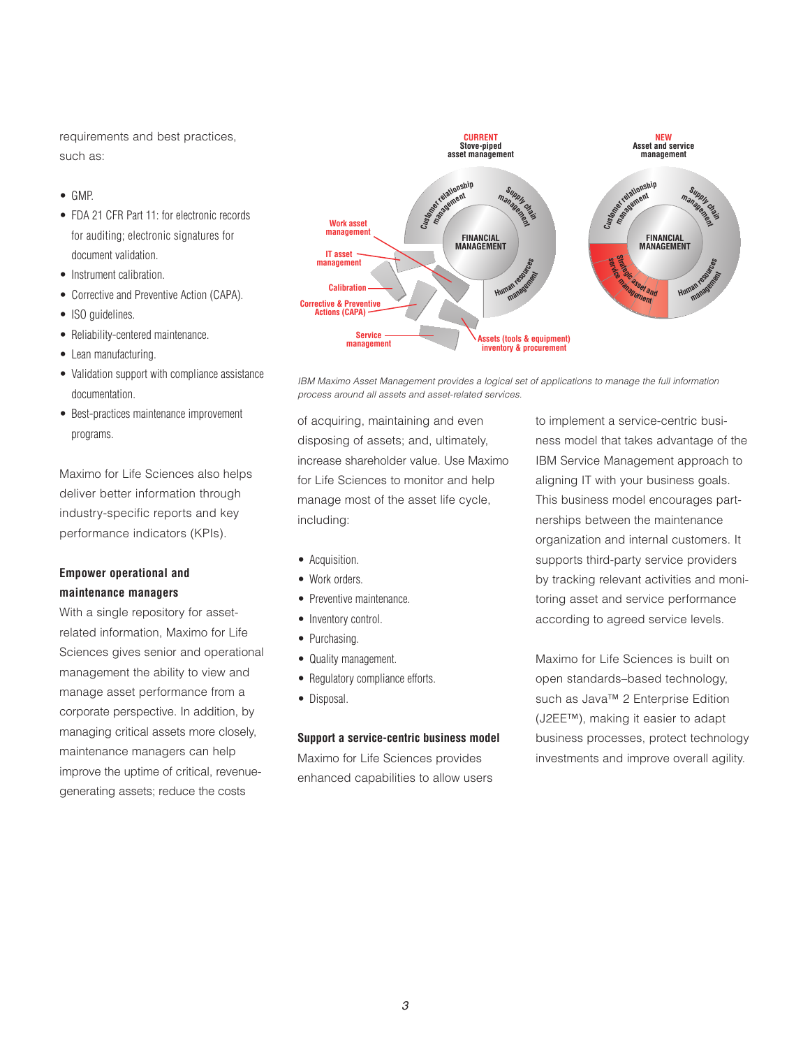requirements and best practices, such as:

- GMP.
- FDA 21 CFR Part 11: for electronic records for auditing; electronic signatures for document validation.
- Instrument calibration.
- Corrective and Preventive Action (CAPA).
- ISO guidelines.
- Reliability-centered maintenance.
- Lean manufacturing.
- Validation support with compliance assistance documentation.
- Best-practices maintenance improvement programs.

Maximo for Life Sciences also helps deliver better information through industry-specific reports and key performance indicators (KPIs).

**Empower operational and maintenance managers**

With a single repository for asset-related information, Maximo for Life Sciences gives senior and operational management the ability to view and manage asset performance from a corporate perspective. In addition, by managing critical assets more closely, maintenance managers can help improve the uptime of critical, revenue-generating assets; reduce the costs of acquiring, maintaining and even disposing of assets; and, ultimately, increase shareholder value. Use Maximo for Life Sciences to monitor and help manage most of the asset life cycle, including:

- Acquisition.
- Work orders.
- Preventive maintenance.
- Inventory control.
- Purchasing.
- Quality management.
- Regulatory compliance efforts.
- Disposal.

**Support a service-centric business model**

Maximo for Life Sciences provides enhanced capabilities to allow users to implement a service-centric business model that takes advantage of the IBM Service Management approach to aligning IT with your business goals. This business model encourages partnerships between the maintenance organization and internal customers. It supports third-party service providers by tracking relevant activities and monitoring asset and service performance according to agreed service levels.

Maximo for Life Sciences is built on open standards–based technology, such as Java™ 2 Enterprise Edition (J2EE™), making it easier to adapt business processes, protect technology investments and improve overall agility.

*IBM Maximo Asset Management provides a logical set of applications to manage the full information process around all assets and asset-related services.*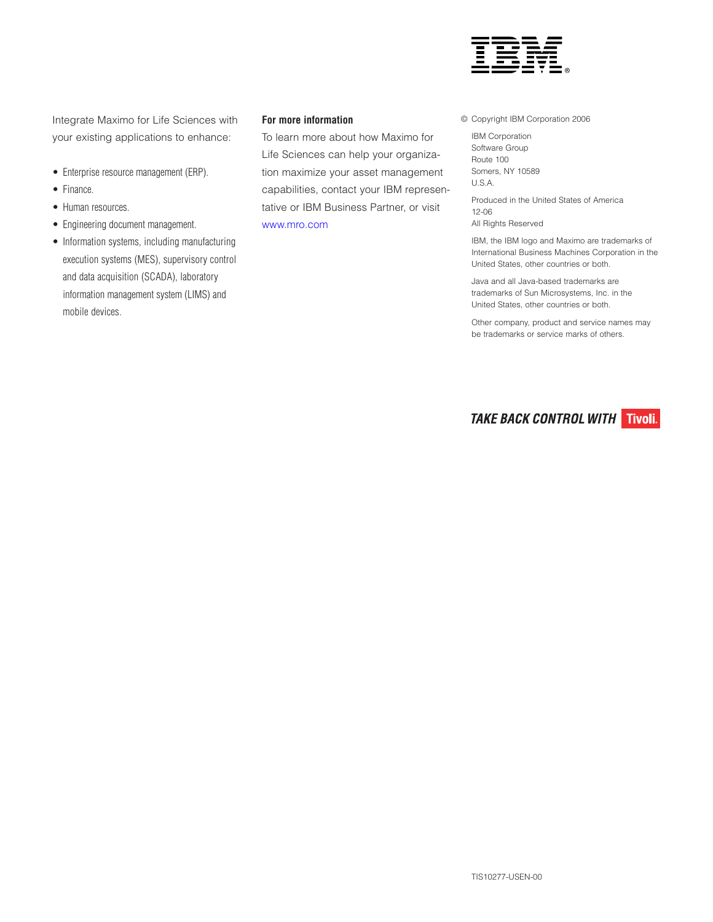Integrate Maximo for Life Sciences with your existing applications to enhance:

- Enterprise resource management (ERP).
- Finance.
- Human resources.
- Engineering document management.
- Information systems, including manufacturing execution systems (MES), supervisory control and data acquisition (SCADA), laboratory information management system (LIMS) and mobile devices.

**For more information**

To learn more about how Maximo for Life Sciences can help your organization maximize your asset management capabilities, contact your IBM representative or IBM Business Partner, or visit www.mro.com

© Copyright IBM Corporation 2006

IBM Corporation
Software Group
Route 100
Somers, NY 10589
U.S.A.

Produced in the United States of America
12-06
All Rights Reserved

IBM, the IBM logo and Maximo are trademarks of International Business Machines Corporation in the United States, other countries or both.

Java and all Java-based trademarks are trademarks of Sun Microsystems, Inc. in the United States, other countries or both.

Other company, product and service names may be trademarks or service marks of others.

*TAKE BACK CONTROL WITH* Tivoli.

TIS10277-USEN-00